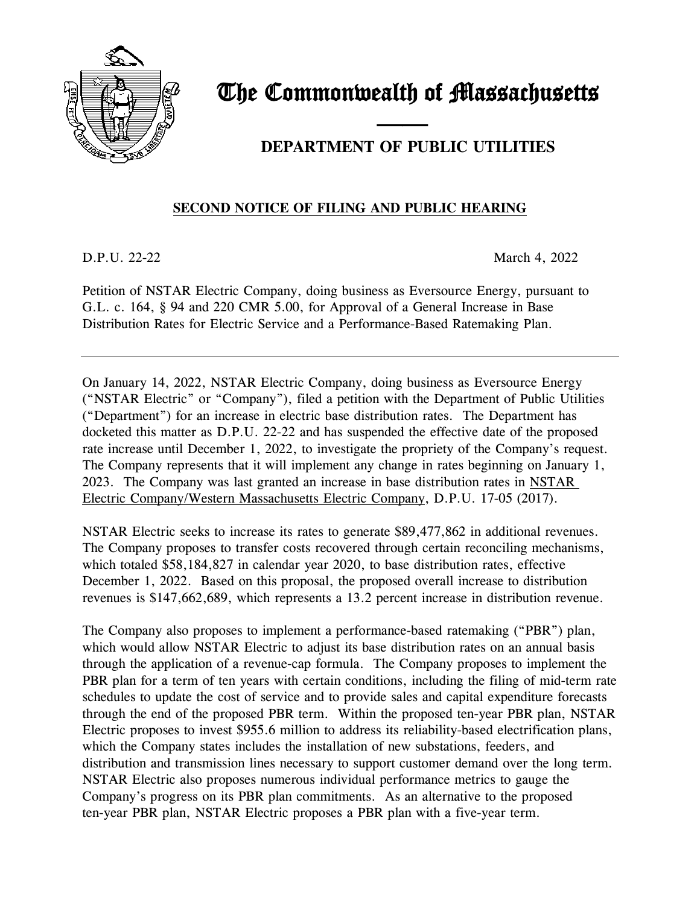# The Commonwealth of Massachusetts

## DEPARTMENT OF PUBLIC UTILITIES

### SECOND NOTICE OF FILING AND PUBLIC HEARING

D.P.U. 22-22 March 4, 2022

Petition of NSTAR Electric Company, doing business as Eversource Energy, pursuant to G.L. c. 164, § 94 and 220 CMR 5.00, for Approval of a General Increase in Base Distribution Rates for Electric Service and a Performance-Based Ratemaking Plan.

---

On January 14, 2022, NSTAR Electric Company, doing business as Eversource Energy ("NSTAR Electric" or "Company"), filed a petition with the Department of Public Utilities ("Department") for an increase in electric base distribution rates. The Department has docketed this matter as D.P.U. 22-22 and has suspended the effective date of the proposed rate increase until December 1, 2022, to investigate the propriety of the Company's request. The Company represents that it will implement any change in rates beginning on January 1, 2023. The Company was last granted an increase in base distribution rates in NSTAR Electric Company/Western Massachusetts Electric Company, D.P.U. 17-05 (2017).

NSTAR Electric seeks to increase its rates to generate $89,477,862 in additional revenues. The Company proposes to transfer costs recovered through certain reconciling mechanisms, which totaled $58,184,827 in calendar year 2020, to base distribution rates, effective December 1, 2022. Based on this proposal, the proposed overall increase to distribution revenues is $147,662,689, which represents a 13.2 percent increase in distribution revenue.

The Company also proposes to implement a performance-based ratemaking ("PBR") plan, which would allow NSTAR Electric to adjust its base distribution rates on an annual basis through the application of a revenue-cap formula. The Company proposes to implement the PBR plan for a term of ten years with certain conditions, including the filing of mid-term rate schedules to update the cost of service and to provide sales and capital expenditure forecasts through the end of the proposed PBR term. Within the proposed ten-year PBR plan, NSTAR Electric proposes to invest $955.6 million to address its reliability-based electrification plans, which the Company states includes the installation of new substations, feeders, and distribution and transmission lines necessary to support customer demand over the long term. NSTAR Electric also proposes numerous individual performance metrics to gauge the Company's progress on its PBR plan commitments. As an alternative to the proposed ten-year PBR plan, NSTAR Electric proposes a PBR plan with a five-year term.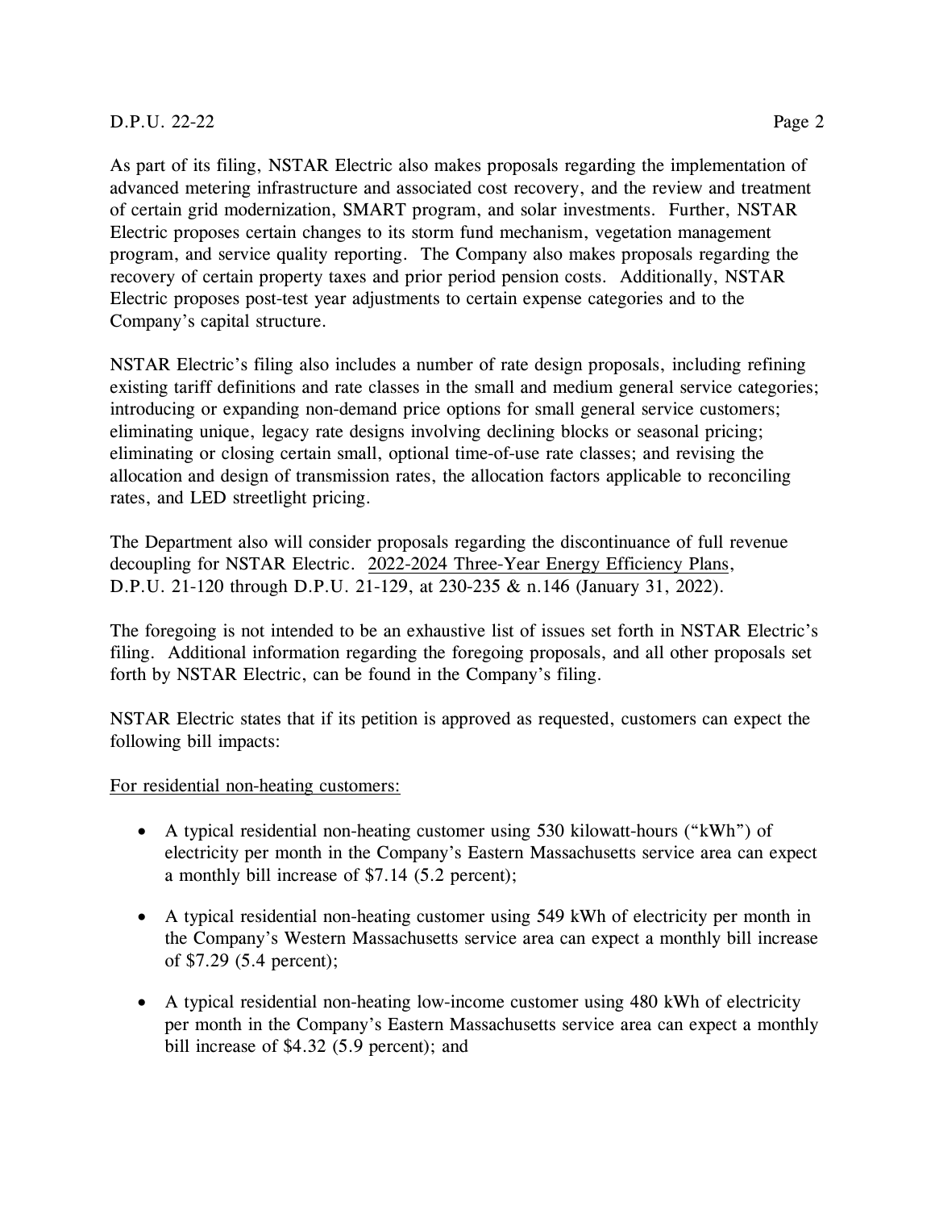As part of its filing, NSTAR Electric also makes proposals regarding the implementation of advanced metering infrastructure and associated cost recovery, and the review and treatment of certain grid modernization, SMART program, and solar investments. Further, NSTAR Electric proposes certain changes to its storm fund mechanism, vegetation management program, and service quality reporting. The Company also makes proposals regarding the recovery of certain property taxes and prior period pension costs. Additionally, NSTAR Electric proposes post-test year adjustments to certain expense categories and to the Company's capital structure.

NSTAR Electric's filing also includes a number of rate design proposals, including refining existing tariff definitions and rate classes in the small and medium general service categories; introducing or expanding non-demand price options for small general service customers; eliminating unique, legacy rate designs involving declining blocks or seasonal pricing; eliminating or closing certain small, optional time-of-use rate classes; and revising the allocation and design of transmission rates, the allocation factors applicable to reconciling rates, and LED streetlight pricing.

The Department also will consider proposals regarding the discontinuance of full revenue decoupling for NSTAR Electric. 2022-2024 Three-Year Energy Efficiency Plans, D.P.U. 21-120 through D.P.U. 21-129, at 230-235 & n.146 (January 31, 2022).

The foregoing is not intended to be an exhaustive list of issues set forth in NSTAR Electric's filing. Additional information regarding the foregoing proposals, and all other proposals set forth by NSTAR Electric, can be found in the Company's filing.

NSTAR Electric states that if its petition is approved as requested, customers can expect the following bill impacts:

For residential non-heating customers:

- A typical residential non-heating customer using 530 kilowatt-hours ("kWh") of electricity per month in the Company's Eastern Massachusetts service area can expect a monthly bill increase of $7.14 (5.2 percent);

- A typical residential non-heating customer using 549 kWh of electricity per month in the Company's Western Massachusetts service area can expect a monthly bill increase of $7.29 (5.4 percent);

- A typical residential non-heating low-income customer using 480 kWh of electricity per month in the Company's Eastern Massachusetts service area can expect a monthly bill increase of $4.32 (5.9 percent); and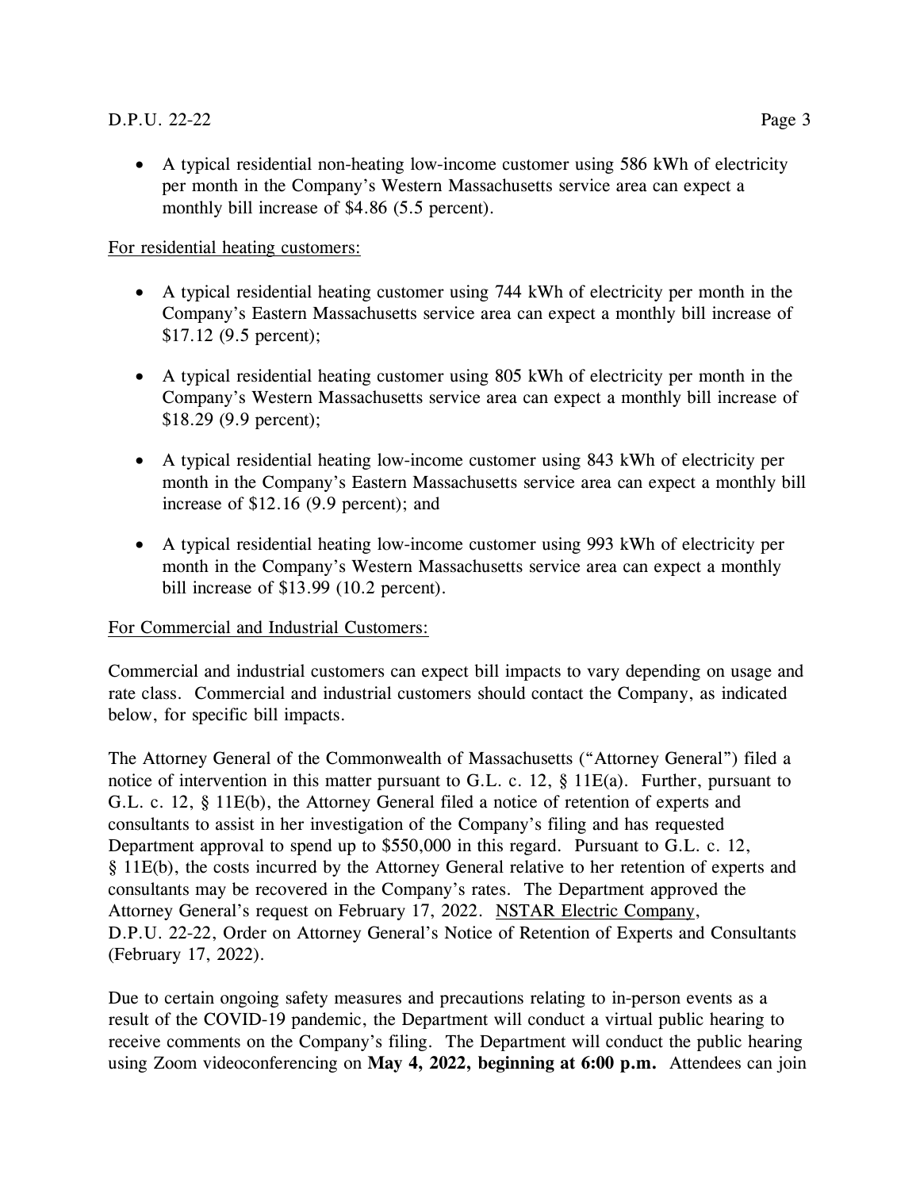- A typical residential non-heating low-income customer using 586 kWh of electricity per month in the Company's Western Massachusetts service area can expect a monthly bill increase of $4.86 (5.5 percent).

For residential heating customers:

- A typical residential heating customer using 744 kWh of electricity per month in the Company's Eastern Massachusetts service area can expect a monthly bill increase of $17.12 (9.5 percent);
- A typical residential heating customer using 805 kWh of electricity per month in the Company's Western Massachusetts service area can expect a monthly bill increase of $18.29 (9.9 percent);
- A typical residential heating low-income customer using 843 kWh of electricity per month in the Company's Eastern Massachusetts service area can expect a monthly bill increase of $12.16 (9.9 percent); and
- A typical residential heating low-income customer using 993 kWh of electricity per month in the Company's Western Massachusetts service area can expect a monthly bill increase of $13.99 (10.2 percent).

For Commercial and Industrial Customers:

Commercial and industrial customers can expect bill impacts to vary depending on usage and rate class. Commercial and industrial customers should contact the Company, as indicated below, for specific bill impacts.

The Attorney General of the Commonwealth of Massachusetts ("Attorney General") filed a notice of intervention in this matter pursuant to G.L. c. 12, § 11E(a). Further, pursuant to G.L. c. 12, § 11E(b), the Attorney General filed a notice of retention of experts and consultants to assist in her investigation of the Company's filing and has requested Department approval to spend up to $550,000 in this regard. Pursuant to G.L. c. 12, § 11E(b), the costs incurred by the Attorney General relative to her retention of experts and consultants may be recovered in the Company's rates. The Department approved the Attorney General's request on February 17, 2022. NSTAR Electric Company, D.P.U. 22-22, Order on Attorney General's Notice of Retention of Experts and Consultants (February 17, 2022).

Due to certain ongoing safety measures and precautions relating to in-person events as a result of the COVID-19 pandemic, the Department will conduct a virtual public hearing to receive comments on the Company's filing. The Department will conduct the public hearing using Zoom videoconferencing on **May 4, 2022, beginning at 6:00 p.m.** Attendees can join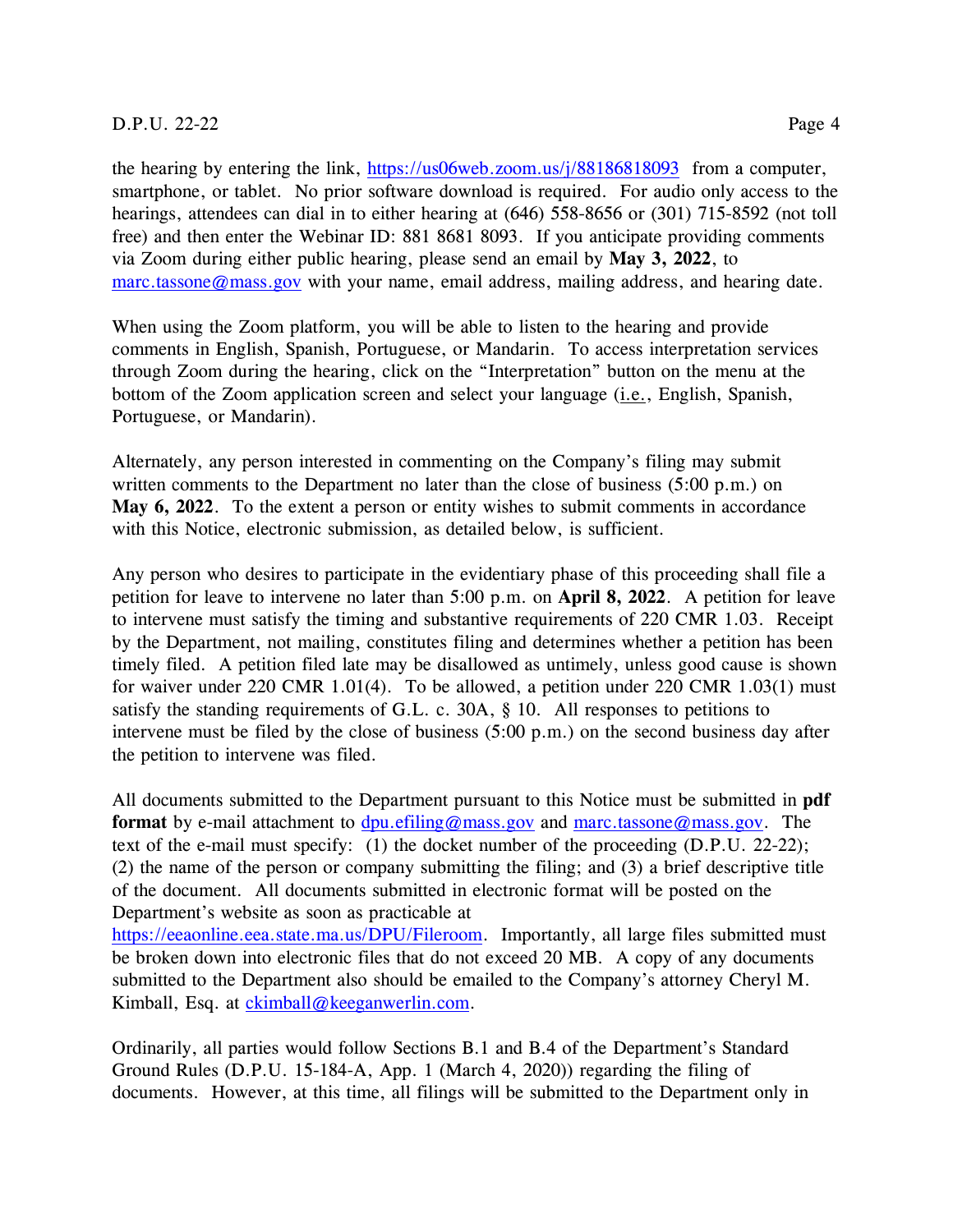the hearing by entering the link, https://us06web.zoom.us/j/88186818093 from a computer, smartphone, or tablet. No prior software download is required. For audio only access to the hearings, attendees can dial in to either hearing at (646) 558-8656 or (301) 715-8592 (not toll free) and then enter the Webinar ID: 881 8681 8093. If you anticipate providing comments via Zoom during either public hearing, please send an email by **May 3, 2022**, to marc.tassone@mass.gov with your name, email address, mailing address, and hearing date.

When using the Zoom platform, you will be able to listen to the hearing and provide comments in English, Spanish, Portuguese, or Mandarin. To access interpretation services through Zoom during the hearing, click on the "Interpretation" button on the menu at the bottom of the Zoom application screen and select your language (i.e., English, Spanish, Portuguese, or Mandarin).

Alternately, any person interested in commenting on the Company's filing may submit written comments to the Department no later than the close of business (5:00 p.m.) on **May 6, 2022**. To the extent a person or entity wishes to submit comments in accordance with this Notice, electronic submission, as detailed below, is sufficient.

Any person who desires to participate in the evidentiary phase of this proceeding shall file a petition for leave to intervene no later than 5:00 p.m. on **April 8, 2022**. A petition for leave to intervene must satisfy the timing and substantive requirements of 220 CMR 1.03. Receipt by the Department, not mailing, constitutes filing and determines whether a petition has been timely filed. A petition filed late may be disallowed as untimely, unless good cause is shown for waiver under 220 CMR 1.01(4). To be allowed, a petition under 220 CMR 1.03(1) must satisfy the standing requirements of G.L. c. 30A, § 10. All responses to petitions to intervene must be filed by the close of business (5:00 p.m.) on the second business day after the petition to intervene was filed.

All documents submitted to the Department pursuant to this Notice must be submitted in **pdf format** by e-mail attachment to dpu.efiling@mass.gov and marc.tassone@mass.gov. The text of the e-mail must specify: (1) the docket number of the proceeding (D.P.U. 22-22); (2) the name of the person or company submitting the filing; and (3) a brief descriptive title of the document. All documents submitted in electronic format will be posted on the Department's website as soon as practicable at https://eeaonline.eea.state.ma.us/DPU/Fileroom. Importantly, all large files submitted must be broken down into electronic files that do not exceed 20 MB. A copy of any documents submitted to the Department also should be emailed to the Company's attorney Cheryl M. Kimball, Esq. at ckimball@keeganwerlin.com.

Ordinarily, all parties would follow Sections B.1 and B.4 of the Department's Standard Ground Rules (D.P.U. 15-184-A, App. 1 (March 4, 2020)) regarding the filing of documents. However, at this time, all filings will be submitted to the Department only in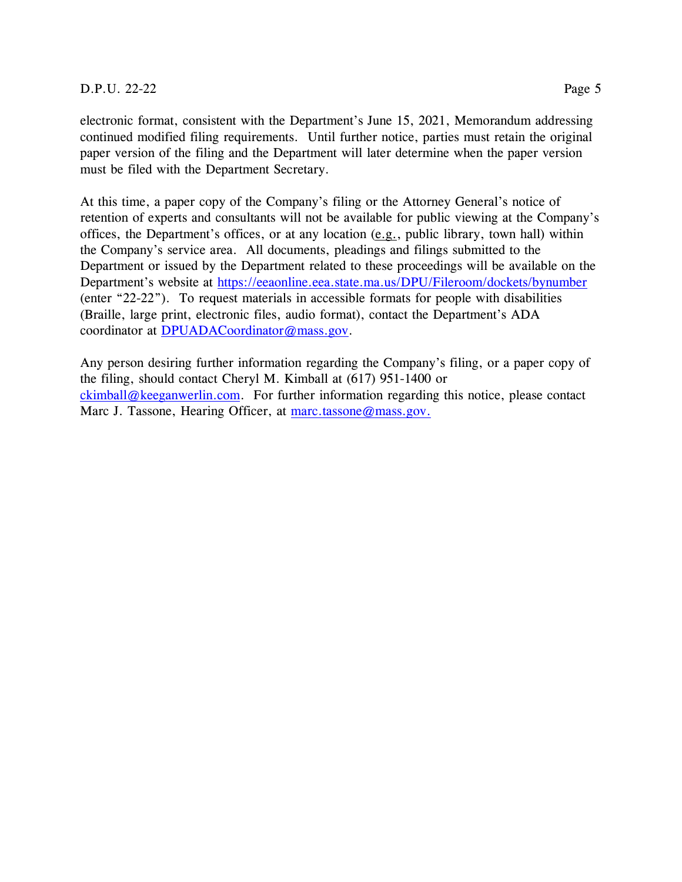electronic format, consistent with the Department's June 15, 2021, Memorandum addressing continued modified filing requirements. Until further notice, parties must retain the original paper version of the filing and the Department will later determine when the paper version must be filed with the Department Secretary.

At this time, a paper copy of the Company's filing or the Attorney General's notice of retention of experts and consultants will not be available for public viewing at the Company's offices, the Department's offices, or at any location (e.g., public library, town hall) within the Company's service area. All documents, pleadings and filings submitted to the Department or issued by the Department related to these proceedings will be available on the Department's website at https://eeaonline.eea.state.ma.us/DPU/Fileroom/dockets/bynumber (enter "22-22"). To request materials in accessible formats for people with disabilities (Braille, large print, electronic files, audio format), contact the Department's ADA coordinator at DPUADACoordinator@mass.gov.

Any person desiring further information regarding the Company's filing, or a paper copy of the filing, should contact Cheryl M. Kimball at (617) 951-1400 or ckimball@keeganwerlin.com. For further information regarding this notice, please contact Marc J. Tassone, Hearing Officer, at marc.tassone@mass.gov.